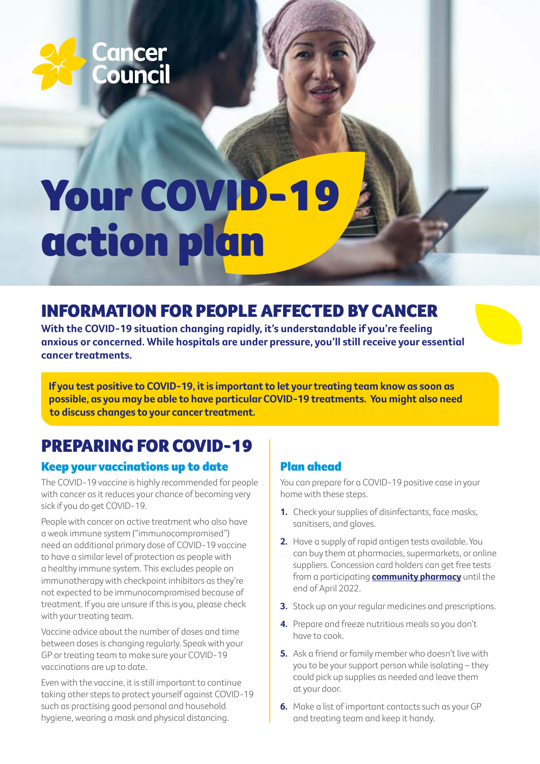Cancer Council

# Your COVID-19 action plan

## INFORMATION FOR PEOPLE AFFECTED BY CANCER

**With the COVID-19 situation changing rapidly, it's understandable if you're feeling anxious or concerned. While hospitals are under pressure, you'll still receive your essential cancer treatments.**

**If you test positive to COVID-19, it is important to let your treating team know as soon as possible, as you may be able to have particular COVID-19 treatments. You might also need to discuss changes to your cancer treatment.**

## PREPARING FOR COVID-19

### Keep your vaccinations up to date

The COVID-19 vaccine is highly recommended for people with cancer as it reduces your chance of becoming very sick if you do get COVID-19.

People with cancer on active treatment who also have a weak immune system ("immunocompromised") need an additional primary dose of COVID-19 vaccine to have a similar level of protection as people with a healthy immune system. This excludes people on immunotherapy with checkpoint inhibitors as they're not expected to be immunocompromised because of treatment. If you are unsure if this is you, please check with your treating team.

Vaccine advice about the number of doses and time between doses is changing regularly. Speak with your GP or treating team to make sure your COVID-19 vaccinations are up to date.

Even with the vaccine, it is still important to continue taking other steps to protect yourself against COVID-19 such as practising good personal and household hygiene, wearing a mask and physical distancing.

### Plan ahead

You can prepare for a COVID-19 positive case in your home with these steps.

1. Check your supplies of disinfectants, face masks, sanitisers, and gloves.
2. Have a supply of rapid antigen tests available. You can buy them at pharmacies, supermarkets, or online suppliers. Concession card holders can get free tests from a participating **community pharmacy** until the end of April 2022.
3. Stock up on your regular medicines and prescriptions.
4. Prepare and freeze nutritious meals so you don't have to cook.
5. Ask a friend or family member who doesn't live with you to be your support person while isolating – they could pick up supplies as needed and leave them at your door.
6. Make a list of important contacts such as your GP and treating team and keep it handy.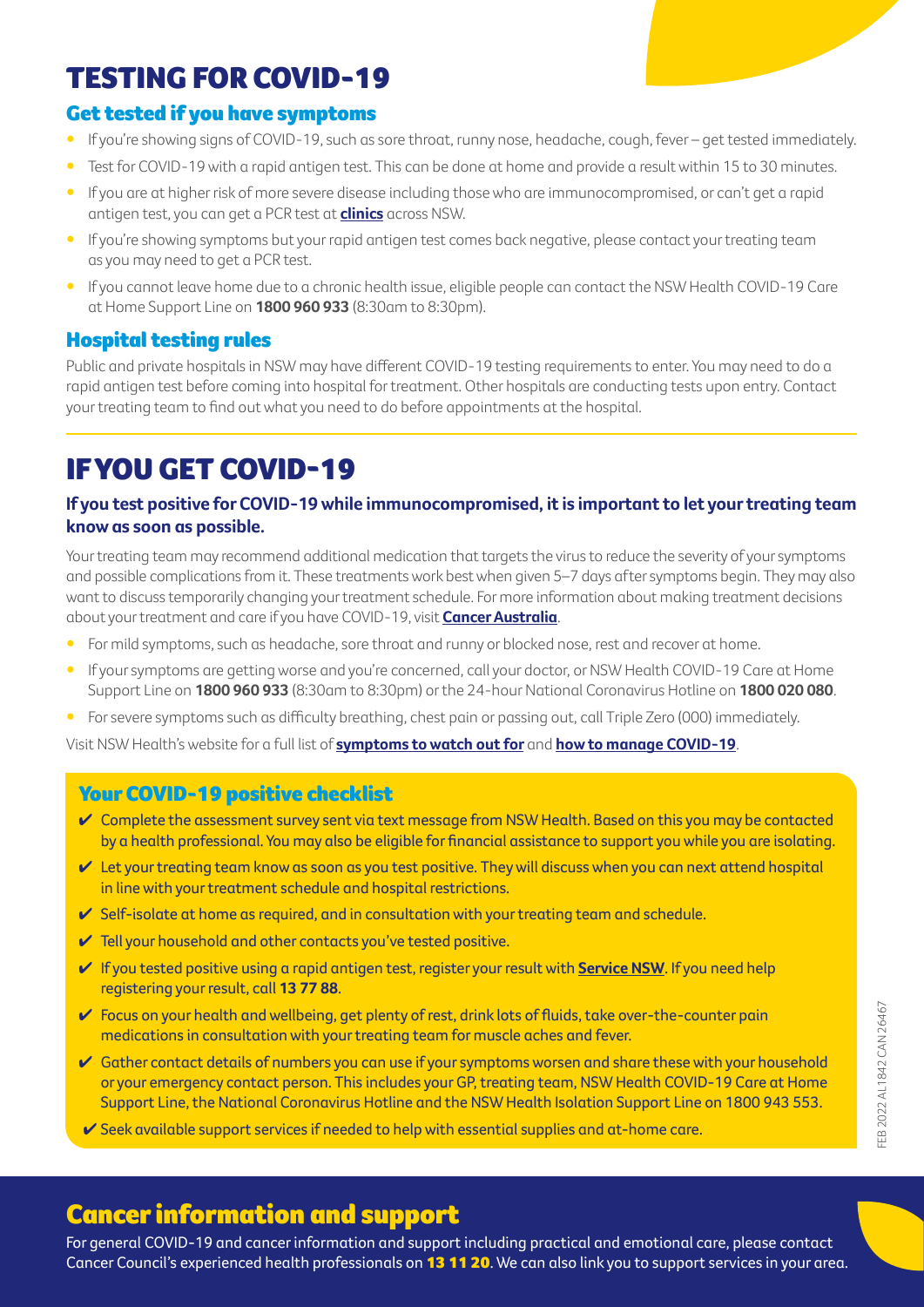# TESTING FOR COVID-19

## Get tested if you have symptoms

- If you're showing signs of COVID-19, such as sore throat, runny nose, headache, cough, fever – get tested immediately.
- Test for COVID-19 with a rapid antigen test. This can be done at home and provide a result within 15 to 30 minutes.
- If you are at higher risk of more severe disease including those who are immunocompromised, or can't get a rapid antigen test, you can get a PCR test at **clinics** across NSW.
- If you're showing symptoms but your rapid antigen test comes back negative, please contact your treating team as you may need to get a PCR test.
- If you cannot leave home due to a chronic health issue, eligible people can contact the NSW Health COVID-19 Care at Home Support Line on **1800 960 933** (8:30am to 8:30pm).

## Hospital testing rules

Public and private hospitals in NSW may have different COVID-19 testing requirements to enter. You may need to do a rapid antigen test before coming into hospital for treatment. Other hospitals are conducting tests upon entry. Contact your treating team to find out what you need to do before appointments at the hospital.

# IF YOU GET COVID-19

**If you test positive for COVID-19 while immunocompromised, it is important to let your treating team know as soon as possible.**

Your treating team may recommend additional medication that targets the virus to reduce the severity of your symptoms and possible complications from it. These treatments work best when given 5–7 days after symptoms begin. They may also want to discuss temporarily changing your treatment schedule. For more information about making treatment decisions about your treatment and care if you have COVID-19, visit **Cancer Australia**.

- For mild symptoms, such as headache, sore throat and runny or blocked nose, rest and recover at home.
- If your symptoms are getting worse and you're concerned, call your doctor, or NSW Health COVID-19 Care at Home Support Line on **1800 960 933** (8:30am to 8:30pm) or the 24-hour National Coronavirus Hotline on **1800 020 080**.
- For severe symptoms such as difficulty breathing, chest pain or passing out, call Triple Zero (000) immediately.

Visit NSW Health's website for a full list of **symptoms to watch out for** and **how to manage COVID-19**.

## Your COVID-19 positive checklist

- ✔ Complete the assessment survey sent via text message from NSW Health. Based on this you may be contacted by a health professional. You may also be eligible for financial assistance to support you while you are isolating.
- ✔ Let your treating team know as soon as you test positive. They will discuss when you can next attend hospital in line with your treatment schedule and hospital restrictions.
- ✔ Self-isolate at home as required, and in consultation with your treating team and schedule.
- ✔ Tell your household and other contacts you've tested positive.
- ✔ If you tested positive using a rapid antigen test, register your result with **Service NSW**. If you need help registering your result, call **13 77 88**.
- ✔ Focus on your health and wellbeing, get plenty of rest, drink lots of fluids, take over-the-counter pain medications in consultation with your treating team for muscle aches and fever.
- ✔ Gather contact details of numbers you can use if your symptoms worsen and share these with your household or your emergency contact person. This includes your GP, treating team, NSW Health COVID-19 Care at Home Support Line, the National Coronavirus Hotline and the NSW Health Isolation Support Line on 1800 943 553.
- ✔ Seek available support services if needed to help with essential supplies and at-home care.

FEB 2022 AL1842 CAN26467

## Cancer information and support

For general COVID-19 and cancer information and support including practical and emotional care, please contact Cancer Council's experienced health professionals on **13 11 20**. We can also link you to support services in your area.